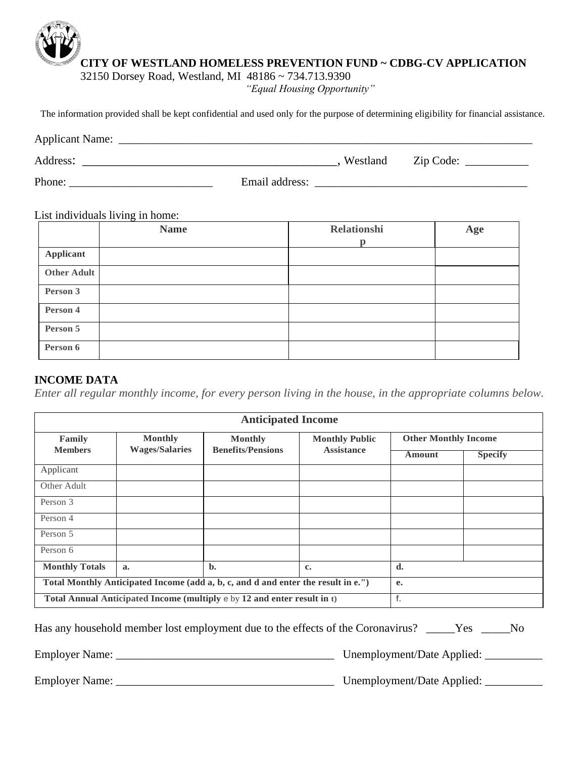# CITY OF WESTLAND HOMELESS PREVENTION FUND ~ CDBG-CV APPLICATION

32150 Dorsey Road, Westland, MI 48186 ~ 734.713.9390

*"Equal Housing Opportunity"*

The information provided shall be kept confidential and used only for the purpose of determining eligibility for financial assistance.

Applicant Name: ___________________________________________________________________________

Address: ______________________________________________, Westland Zip Code: ___________

Phone: _________________________ Email address: _____________________________________

List individuals living in home:

| | Name | Relationship | Age |
|---|---|---|---|
| **Applicant** | | | |
| **Other Adult** | | | |
| **Person 3** | | | |
| **Person 4** | | | |
| **Person 5** | | | |
| **Person 6** | | | |

## INCOME DATA

*Enter all regular monthly income, for every person living in the house, in the appropriate columns below.*

| **Anticipated Income** | | | | | |
|---|---|---|---|---|---|
| **Family Members** | **Monthly Wages/Salaries** | **Monthly Benefits/Pensions** | **Monthly Public Assistance** | **Other Monthly Income** | |
| | | | | **Amount** | **Specify** |
| Applicant | | | | | |
| Other Adult | | | | | |
| Person 3 | | | | | |
| Person 4 | | | | | |
| Person 5 | | | | | |
| Person 6 | | | | | |
| **Monthly Totals** | **a.** | **b.** | **c.** | **d.** | |
| **Total Monthly Anticipated Income (add a, b, c, and d and enter the result in e.")** | | | | **e.** | |
| **Total Annual Anticipated Income (multiply** e by **12 and enter result in** t) | | | | f. | |

Has any household member lost employment due to the effects of the Coronavirus? _____Yes _____No

Employer Name: ______________________________________ Unemployment/Date Applied: __________

Employer Name: ______________________________________ Unemployment/Date Applied: __________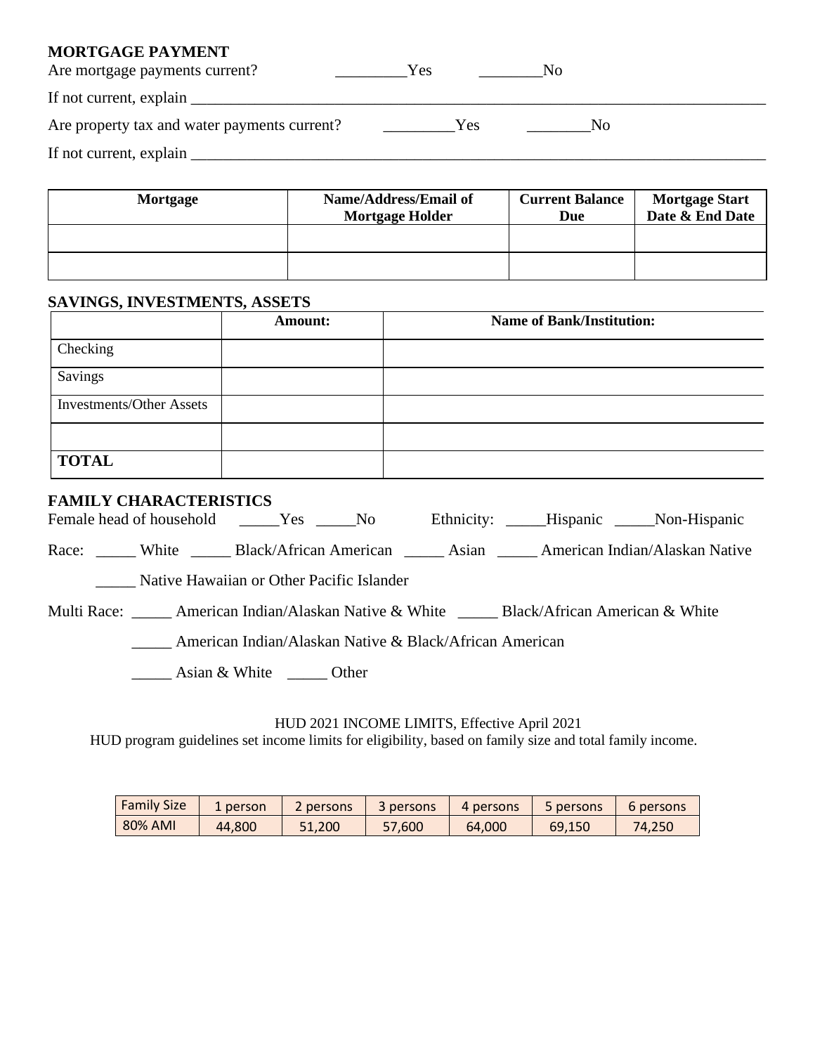## MORTGAGE PAYMENT

Are mortgage payments current? _________Yes ________No

If not current, explain ______________________________________________________________________________

Are property tax and water payments current? _________Yes ________No

If not current, explain ______________________________________________________________________________

| Mortgage | Name/Address/Email of Mortgage Holder | Current Balance Due | Mortgage Start Date & End Date |
|---|---|---|---|
| | | | |
| | | | |

## SAVINGS, INVESTMENTS, ASSETS

| | Amount: | Name of Bank/Institution: |
|---|---|---|
| Checking | | |
| Savings | | |
| Investments/Other Assets | | |
| | | |
| **TOTAL** | | |

## FAMILY CHARACTERISTICS

Female head of household _____Yes _____No Ethnicity: _____Hispanic _____Non-Hispanic

Race: _____ White _____ Black/African American _____ Asian _____ American Indian/Alaskan Native

_____ Native Hawaiian or Other Pacific Islander

Multi Race: _____ American Indian/Alaskan Native & White _____ Black/African American & White

_____ American Indian/Alaskan Native & Black/African American

_____ Asian & White _____ Other

HUD 2021 INCOME LIMITS, Effective April 2021

HUD program guidelines set income limits for eligibility, based on family size and total family income.

| Family Size | 1 person | 2 persons | 3 persons | 4 persons | 5 persons | 6 persons |
|---|---|---|---|---|---|---|
| 80% AMI | 44,800 | 51,200 | 57,600 | 64,000 | 69,150 | 74,250 |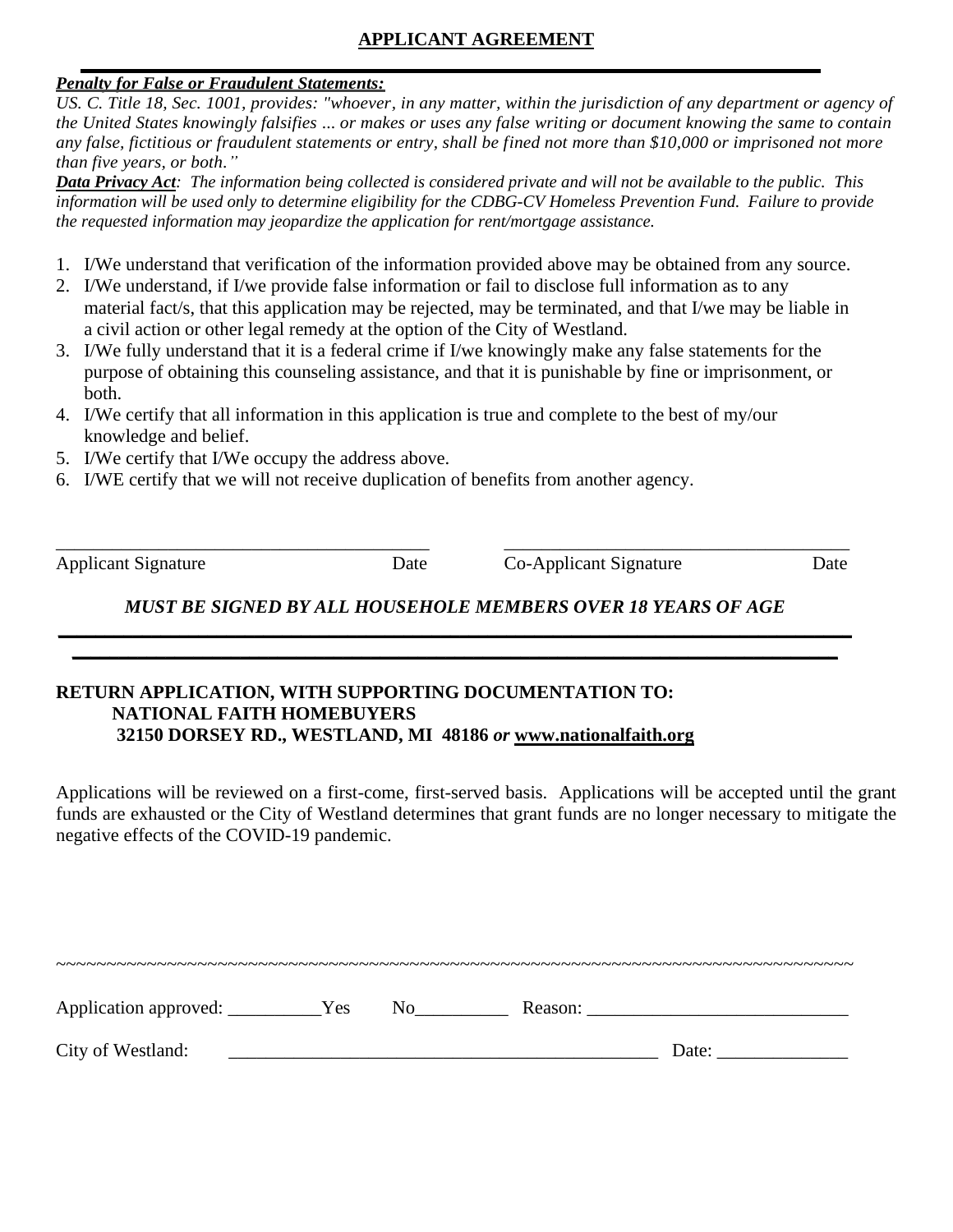## APPLICANT AGREEMENT

***Penalty for False or Fraudulent Statements:***

*US. C. Title 18, Sec. 1001, provides: "whoever, in any matter, within the jurisdiction of any department or agency of the United States knowingly falsifies ... or makes or uses any false writing or document knowing the same to contain any false, fictitious or fraudulent statements or entry, shall be fined not more than $10,000 or imprisoned not more than five years, or both."*

***Data Privacy Act****: The information being collected is considered private and will not be available to the public. This information will be used only to determine eligibility for the CDBG-CV Homeless Prevention Fund. Failure to provide the requested information may jeopardize the application for rent/mortgage assistance.*

1. I/We understand that verification of the information provided above may be obtained from any source.
2. I/We understand, if I/we provide false information or fail to disclose full information as to any material fact/s, that this application may be rejected, may be terminated, and that I/we may be liable in a civil action or other legal remedy at the option of the City of Westland.
3. I/We fully understand that it is a federal crime if I/we knowingly make any false statements for the purpose of obtaining this counseling assistance, and that it is punishable by fine or imprisonment, or both.
4. I/We certify that all information in this application is true and complete to the best of my/our knowledge and belief.
5. I/We certify that I/We occupy the address above.
6. I/WE certify that we will not receive duplication of benefits from another agency.

________________________________________ ______________________________________

Applicant Signature Date Co-Applicant Signature Date

***MUST BE SIGNED BY ALL HOUSEHOLE MEMBERS OVER 18 YEARS OF AGE***

**RETURN APPLICATION, WITH SUPPORTING DOCUMENTATION TO:**
**NATIONAL FAITH HOMEBUYERS**
**32150 DORSEY RD., WESTLAND, MI 48186 *or* www.nationalfaith.org**

Applications will be reviewed on a first-come, first-served basis. Applications will be accepted until the grant funds are exhausted or the City of Westland determines that grant funds are no longer necessary to mitigate the negative effects of the COVID-19 pandemic.

~~~~~~~~~~~~~~~~~~~~~~~~~~~~~~~~~~~~~~~~~~~~~~~~~~~~~~~~~~~~~~~~~~~~~~~~~~~~~~~~~~~~~~~~

Application approved: __________Yes No__________ Reason: ____________________________

City of Westland: ________________________________________________ Date: ______________